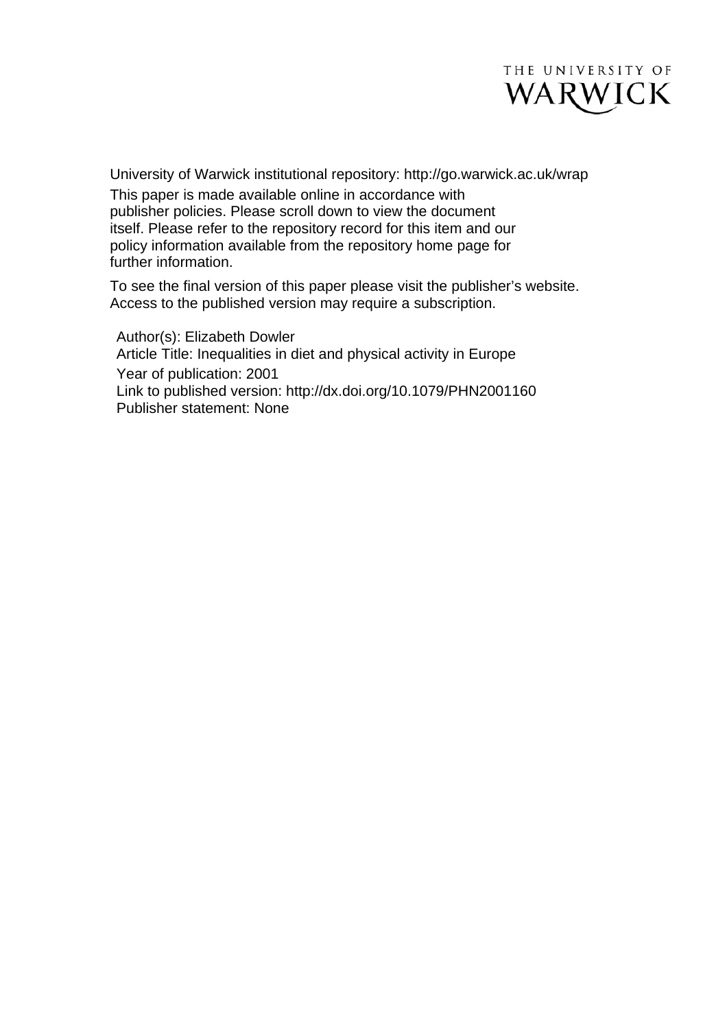THE UNIVERSITY OF WARWICK

University of Warwick institutional repository: http://go.warwick.ac.uk/wrap

This paper is made available online in accordance with publisher policies. Please scroll down to view the document itself. Please refer to the repository record for this item and our policy information available from the repository home page for further information.

To see the final version of this paper please visit the publisher's website. Access to the published version may require a subscription.

Author(s): Elizabeth Dowler
Article Title: Inequalities in diet and physical activity in Europe
Year of publication: 2001
Link to published version: http://dx.doi.org/10.1079/PHN2001160
Publisher statement: None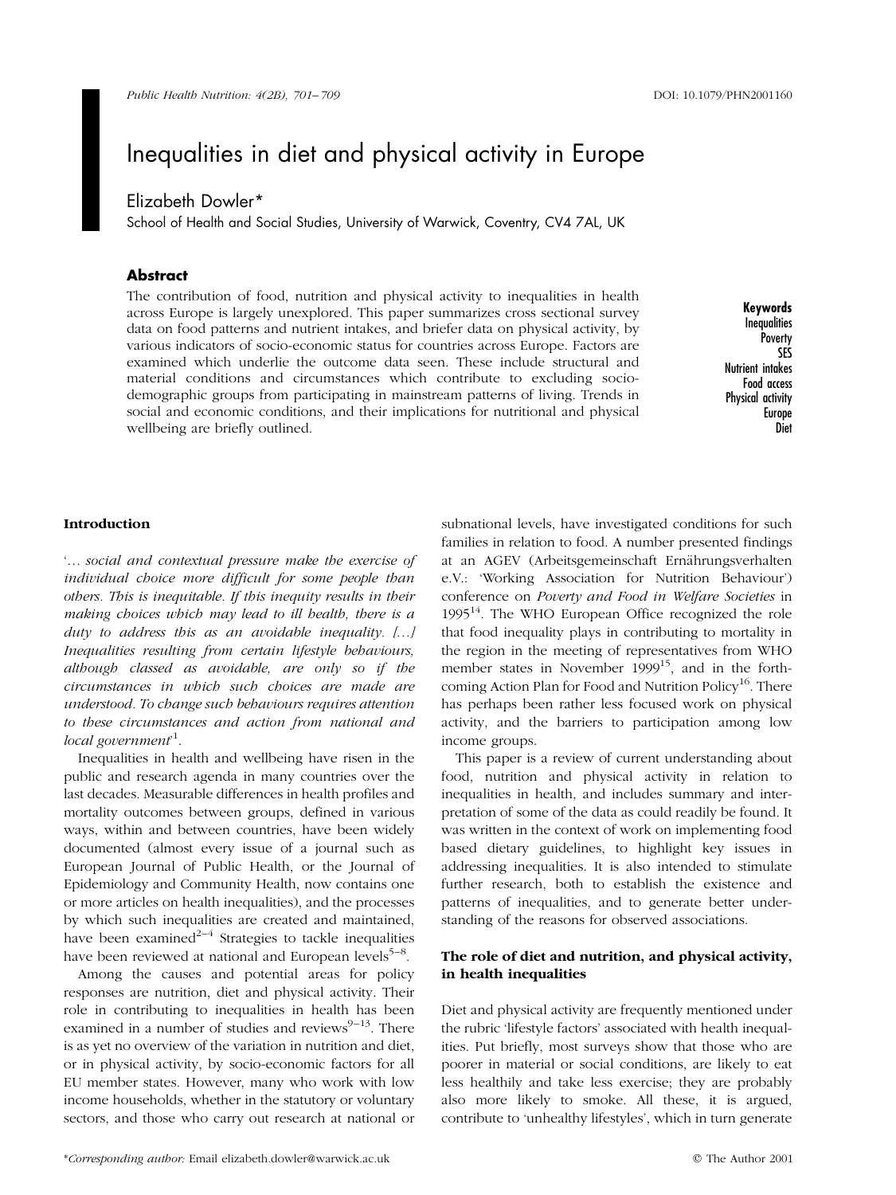# Inequalities in diet and physical activity in Europe

Elizabeth Dowler*

School of Health and Social Studies, University of Warwick, Coventry, CV4 7AL, UK

### Abstract

The contribution of food, nutrition and physical activity to inequalities in health across Europe is largely unexplored. This paper summarizes cross sectional survey data on food patterns and nutrient intakes, and briefer data on physical activity, by various indicators of socio-economic status for countries across Europe. Factors are examined which underlie the outcome data seen. These include structural and material conditions and circumstances which contribute to excluding socio-demographic groups from participating in mainstream patterns of living. Trends in social and economic conditions, and their implications for nutritional and physical wellbeing are briefly outlined.

**Keywords**
Inequalities
Poverty
SES
Nutrient intakes
Food access
Physical activity
Europe
Diet

### Introduction

'*... social and contextual pressure make the exercise of individual choice more difficult for some people than others. This is inequitable. If this inequity results in their making choices which may lead to ill health, there is a duty to address this as an avoidable inequality. [...] Inequalities resulting from certain lifestyle behaviours, although classed as avoidable, are only so if the circumstances in which such choices are made are understood. To change such behaviours requires attention to these circumstances and action from national and local government*'[1].

Inequalities in health and wellbeing have risen in the public and research agenda in many countries over the last decades. Measurable differences in health profiles and mortality outcomes between groups, defined in various ways, within and between countries, have been widely documented (almost every issue of a journal such as European Journal of Public Health, or the Journal of Epidemiology and Community Health, now contains one or more articles on health inequalities), and the processes by which such inequalities are created and maintained, have been examined[2–4] Strategies to tackle inequalities have been reviewed at national and European levels[5–8].

Among the causes and potential areas for policy responses are nutrition, diet and physical activity. Their role in contributing to inequalities in health has been examined in a number of studies and reviews[9–13]. There is as yet no overview of the variation in nutrition and diet, or in physical activity, by socio-economic factors for all EU member states. However, many who work with low income households, whether in the statutory or voluntary sectors, and those who carry out research at national or subnational levels, have investigated conditions for such families in relation to food. A number presented findings at an AGEV (Arbeitsgemeinschaft Ernährungsverhalten e.V.: 'Working Association for Nutrition Behaviour') conference on *Poverty and Food in Welfare Societies* in 1995[14]. The WHO European Office recognized the role that food inequality plays in contributing to mortality in the region in the meeting of representatives from WHO member states in November 1999[15], and in the forthcoming Action Plan for Food and Nutrition Policy[16]. There has perhaps been rather less focused work on physical activity, and the barriers to participation among low income groups.

This paper is a review of current understanding about food, nutrition and physical activity in relation to inequalities in health, and includes summary and interpretation of some of the data as could readily be found. It was written in the context of work on implementing food based dietary guidelines, to highlight key issues in addressing inequalities. It is also intended to stimulate further research, both to establish the existence and patterns of inequalities, and to generate better understanding of the reasons for observed associations.

### The role of diet and nutrition, and physical activity, in health inequalities

Diet and physical activity are frequently mentioned under the rubric 'lifestyle factors' associated with health inequalities. Put briefly, most surveys show that those who are poorer in material or social conditions, are likely to eat less healthily and take less exercise; they are probably also more likely to smoke. All these, it is argued, contribute to 'unhealthy lifestyles', which in turn generate

*Corresponding author: Email elizabeth.dowler@warwick.ac.uk

© The Author 2001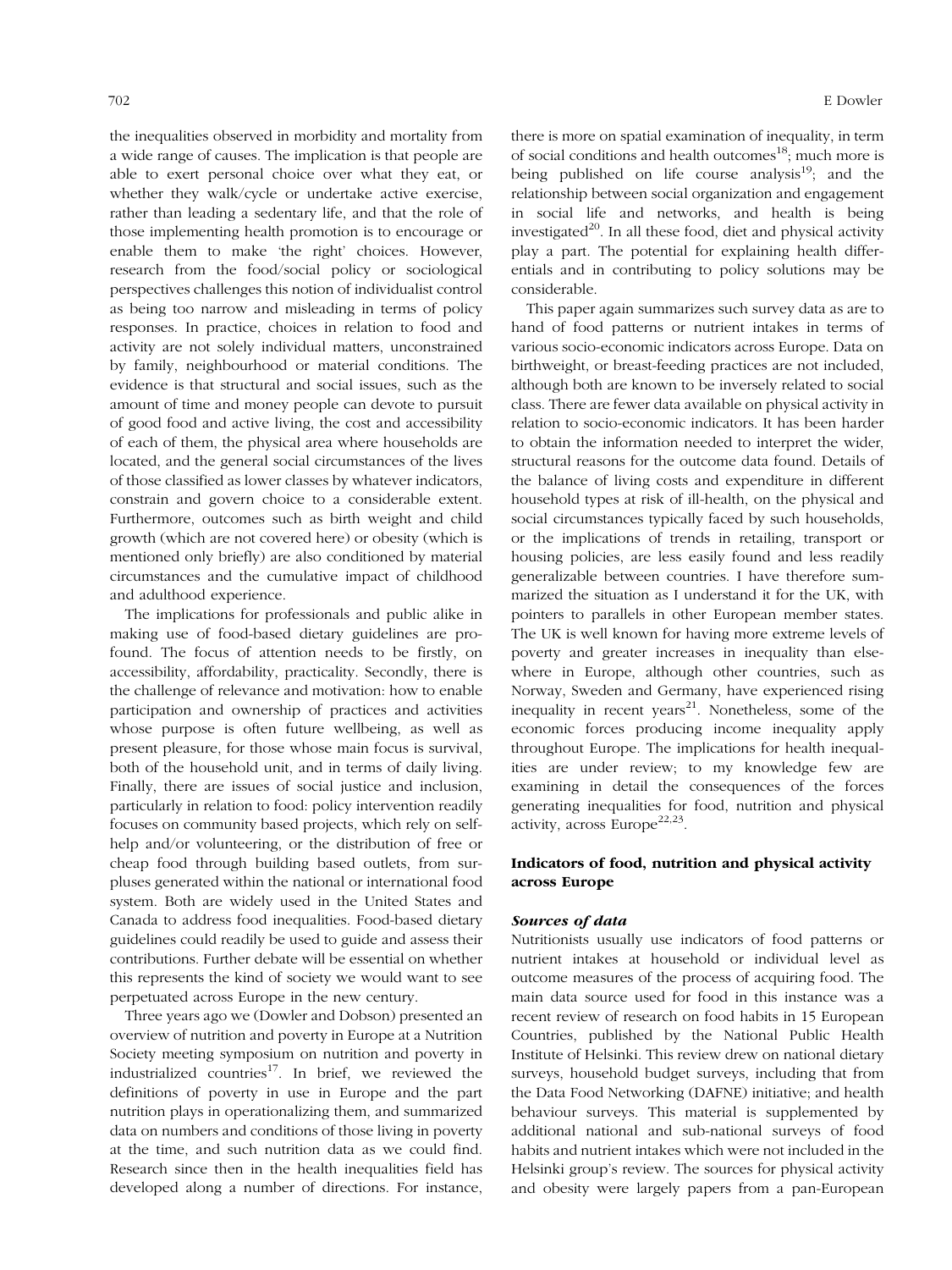the inequalities observed in morbidity and mortality from a wide range of causes. The implication is that people are able to exert personal choice over what they eat, or whether they walk/cycle or undertake active exercise, rather than leading a sedentary life, and that the role of those implementing health promotion is to encourage or enable them to make 'the right' choices. However, research from the food/social policy or sociological perspectives challenges this notion of individualist control as being too narrow and misleading in terms of policy responses. In practice, choices in relation to food and activity are not solely individual matters, unconstrained by family, neighbourhood or material conditions. The evidence is that structural and social issues, such as the amount of time and money people can devote to pursuit of good food and active living, the cost and accessibility of each of them, the physical area where households are located, and the general social circumstances of the lives of those classified as lower classes by whatever indicators, constrain and govern choice to a considerable extent. Furthermore, outcomes such as birth weight and child growth (which are not covered here) or obesity (which is mentioned only briefly) are also conditioned by material circumstances and the cumulative impact of childhood and adulthood experience.

The implications for professionals and public alike in making use of food-based dietary guidelines are profound. The focus of attention needs to be firstly, on accessibility, affordability, practicality. Secondly, there is the challenge of relevance and motivation: how to enable participation and ownership of practices and activities whose purpose is often future wellbeing, as well as present pleasure, for those whose main focus is survival, both of the household unit, and in terms of daily living. Finally, there are issues of social justice and inclusion, particularly in relation to food: policy intervention readily focuses on community based projects, which rely on self-help and/or volunteering, or the distribution of free or cheap food through building based outlets, from surpluses generated within the national or international food system. Both are widely used in the United States and Canada to address food inequalities. Food-based dietary guidelines could readily be used to guide and assess their contributions. Further debate will be essential on whether this represents the kind of society we would want to see perpetuated across Europe in the new century.

Three years ago we (Dowler and Dobson) presented an overview of nutrition and poverty in Europe at a Nutrition Society meeting symposium on nutrition and poverty in industrialized countries[17]. In brief, we reviewed the definitions of poverty in use in Europe and the part nutrition plays in operationalizing them, and summarized data on numbers and conditions of those living in poverty at the time, and such nutrition data as we could find. Research since then in the health inequalities field has developed along a number of directions. For instance, there is more on spatial examination of inequality, in term of social conditions and health outcomes[18]; much more is being published on life course analysis[19]; and the relationship between social organization and engagement in social life and networks, and health is being investigated[20]. In all these food, diet and physical activity play a part. The potential for explaining health differentials and in contributing to policy solutions may be considerable.

This paper again summarizes such survey data as are to hand of food patterns or nutrient intakes in terms of various socio-economic indicators across Europe. Data on birthweight, or breast-feeding practices are not included, although both are known to be inversely related to social class. There are fewer data available on physical activity in relation to socio-economic indicators. It has been harder to obtain the information needed to interpret the wider, structural reasons for the outcome data found. Details of the balance of living costs and expenditure in different household types at risk of ill-health, on the physical and social circumstances typically faced by such households, or the implications of trends in retailing, transport or housing policies, are less easily found and less readily generalizable between countries. I have therefore summarized the situation as I understand it for the UK, with pointers to parallels in other European member states. The UK is well known for having more extreme levels of poverty and greater increases in inequality than elsewhere in Europe, although other countries, such as Norway, Sweden and Germany, have experienced rising inequality in recent years[21]. Nonetheless, some of the economic forces producing income inequality apply throughout Europe. The implications for health inequalities are under review; to my knowledge few are examining in detail the consequences of the forces generating inequalities for food, nutrition and physical activity, across Europe[22,23].

## Indicators of food, nutrition and physical activity across Europe

### *Sources of data*

Nutritionists usually use indicators of food patterns or nutrient intakes at household or individual level as outcome measures of the process of acquiring food. The main data source used for food in this instance was a recent review of research on food habits in 15 European Countries, published by the National Public Health Institute of Helsinki. This review drew on national dietary surveys, household budget surveys, including that from the Data Food Networking (DAFNE) initiative; and health behaviour surveys. This material is supplemented by additional national and sub-national surveys of food habits and nutrient intakes which were not included in the Helsinki group's review. The sources for physical activity and obesity were largely papers from a pan-European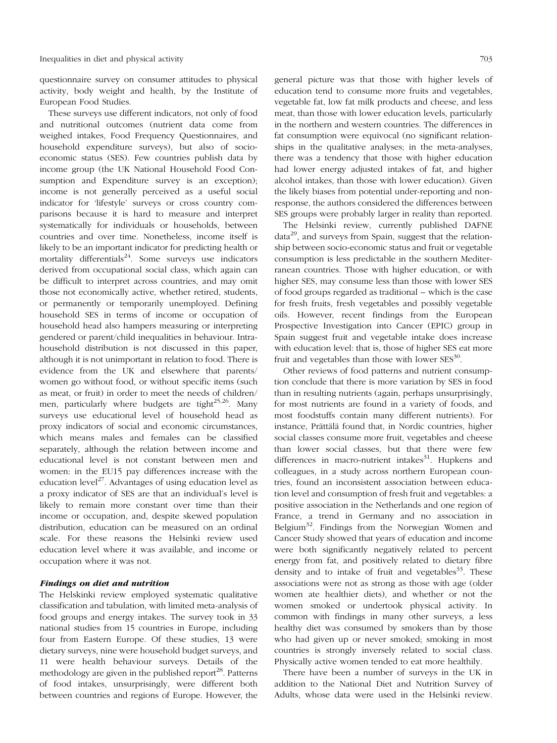questionnaire survey on consumer attitudes to physical activity, body weight and health, by the Institute of European Food Studies.

These surveys use different indicators, not only of food and nutritional outcomes (nutrient data come from weighed intakes, Food Frequency Questionnaires, and household expenditure surveys), but also of socio-economic status (SES). Few countries publish data by income group (the UK National Household Food Consumption and Expenditure survey is an exception); income is not generally perceived as a useful social indicator for 'lifestyle' surveys or cross country comparisons because it is hard to measure and interpret systematically for individuals or households, between countries and over time. Nonetheless, income itself is likely to be an important indicator for predicting health or mortality differentials[24]. Some surveys use indicators derived from occupational social class, which again can be difficult to interpret across countries, and may omit those not economically active, whether retired, students, or permanently or temporarily unemployed. Defining household SES in terms of income or occupation of household head also hampers measuring or interpreting gendered or parent/child inequalities in behaviour. Intra-household distribution is not discussed in this paper, although it is not unimportant in relation to food. There is evidence from the UK and elsewhere that parents/women go without food, or without specific items (such as meat, or fruit) in order to meet the needs of children/men, particularly where budgets are tight[25,26]. Many surveys use educational level of household head as proxy indicators of social and economic circumstances, which means males and females can be classified separately, although the relation between income and educational level is not constant between men and women: in the EU15 pay differences increase with the education level[27]. Advantages of using education level as a proxy indicator of SES are that an individual's level is likely to remain more constant over time than their income or occupation, and, despite skewed population distribution, education can be measured on an ordinal scale. For these reasons the Helsinki review used education level where it was available, and income or occupation where it was not.

### *Findings on diet and nutrition*

The Helskinki review employed systematic qualitative classification and tabulation, with limited meta-analysis of food groups and energy intakes. The survey took in 33 national studies from 15 countries in Europe, including four from Eastern Europe. Of these studies, 13 were dietary surveys, nine were household budget surveys, and 11 were health behaviour surveys. Details of the methodology are given in the published report[28]. Patterns of food intakes, unsurprisingly, were different both between countries and regions of Europe. However, the general picture was that those with higher levels of education tend to consume more fruits and vegetables, vegetable fat, low fat milk products and cheese, and less meat, than those with lower education levels, particularly in the northern and western countries. The differences in fat consumption were equivocal (no significant relationships in the qualitative analyses; in the meta-analyses, there was a tendency that those with higher education had lower energy adjusted intakes of fat, and higher alcohol intakes, than those with lower education). Given the likely biases from potential under-reporting and non-response, the authors considered the differences between SES groups were probably larger in reality than reported.

The Helsinki review, currently published DAFNE data[29], and surveys from Spain, suggest that the relationship between socio-economic status and fruit or vegetable consumption is less predictable in the southern Mediterranean countries. Those with higher education, or with higher SES, may consume less than those with lower SES of food groups regarded as traditional – which is the case for fresh fruits, fresh vegetables and possibly vegetable oils. However, recent findings from the European Prospective Investigation into Cancer (EPIC) group in Spain suggest fruit and vegetable intake does increase with education level: that is, those of higher SES eat more fruit and vegetables than those with lower SES[30].

Other reviews of food patterns and nutrient consumption conclude that there is more variation by SES in food than in resulting nutrients (again, perhaps unsurprisingly, for most nutrients are found in a variety of foods, and most foodstuffs contain many different nutrients). For instance, Prättälä found that, in Nordic countries, higher social classes consume more fruit, vegetables and cheese than lower social classes, but that there were few differences in macro-nutrient intakes[31]. Hupkens and colleagues, in a study across northern European countries, found an inconsistent association between education level and consumption of fresh fruit and vegetables: a positive association in the Netherlands and one region of France, a trend in Germany and no association in Belgium[32]. Findings from the Norwegian Women and Cancer Study showed that years of education and income were both significantly negatively related to percent energy from fat, and positively related to dietary fibre density and to intake of fruit and vegetables[33]. These associations were not as strong as those with age (older women ate healthier diets), and whether or not the women smoked or undertook physical activity. In common with findings in many other surveys, a less healthy diet was consumed by smokers than by those who had given up or never smoked; smoking in most countries is strongly inversely related to social class. Physically active women tended to eat more healthily.

There have been a number of surveys in the UK in addition to the National Diet and Nutrition Survey of Adults, whose data were used in the Helsinki review.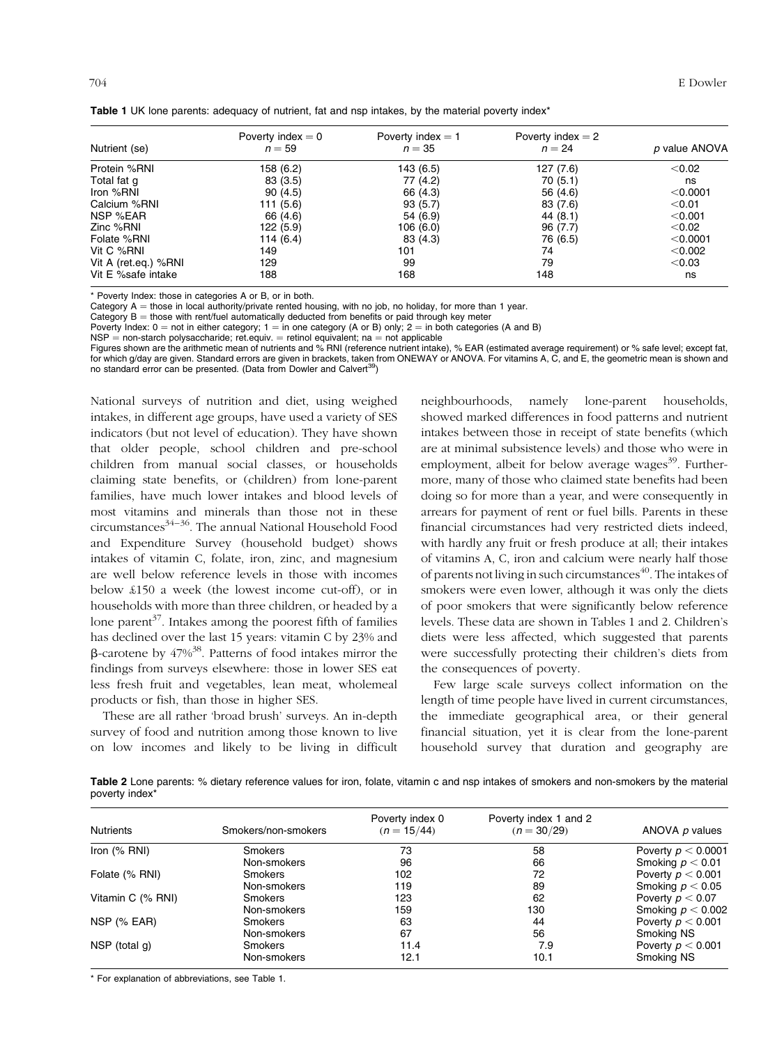**Table 1** UK lone parents: adequacy of nutrient, fat and nsp intakes, by the material poverty index*

| Nutrient (se) | Poverty index = 0 $n = 59$ | Poverty index = 1 $n = 35$ | Poverty index = 2 $n = 24$ | *p* value ANOVA |
|---|---|---|---|---|
| Protein %RNI | 158 (6.2) | 143 (6.5) | 127 (7.6) | <0.02 |
| Total fat g | 83 (3.5) | 77 (4.2) | 70 (5.1) | ns |
| Iron %RNI | 90 (4.5) | 66 (4.3) | 56 (4.6) | <0.0001 |
| Calcium %RNI | 111 (5.6) | 93 (5.7) | 83 (7.6) | <0.01 |
| NSP %EAR | 66 (4.6) | 54 (6.9) | 44 (8.1) | <0.001 |
| Zinc %RNI | 122 (5.9) | 106 (6.0) | 96 (7.7) | <0.02 |
| Folate %RNI | 114 (6.4) | 83 (4.3) | 76 (6.5) | <0.0001 |
| Vit C %RNI | 149 | 101 | 74 | <0.002 |
| Vit A (ret.eq.) %RNI | 129 | 99 | 79 | <0.03 |
| Vit E %safe intake | 188 | 168 | 148 | ns |

\* Poverty Index: those in categories A or B, or in both.
Category A = those in local authority/private rented housing, with no job, no holiday, for more than 1 year.
Category B = those with rent/fuel automatically deducted from benefits or paid through key meter
Poverty Index: 0 = not in either category; 1 = in one category (A or B) only; 2 = in both categories (A and B)
NSP = non-starch polysaccharide; ret.equiv. = retinol equivalent; na = not applicable
Figures shown are the arithmetic mean of nutrients and % RNI (reference nutrient intake), % EAR (estimated average requirement) or % safe level; except fat, for which g/day are given. Standard errors are given in brackets, taken from ONEWAY or ANOVA. For vitamins A, C, and E, the geometric mean is shown and no standard error can be presented. (Data from Dowler and Calvert[39])

National surveys of nutrition and diet, using weighed intakes, in different age groups, have used a variety of SES indicators (but not level of education). They have shown that older people, school children and pre-school children from manual social classes, or households claiming state benefits, or (children) from lone-parent families, have much lower intakes and blood levels of most vitamins and minerals than those not in these circumstances[34–36]. The annual National Household Food and Expenditure Survey (household budget) shows intakes of vitamin C, folate, iron, zinc, and magnesium are well below reference levels in those with incomes below £150 a week (the lowest income cut-off), or in households with more than three children, or headed by a lone parent[37]. Intakes among the poorest fifth of families has declined over the last 15 years: vitamin C by 23% and β-carotene by 47%[38]. Patterns of food intakes mirror the findings from surveys elsewhere: those in lower SES eat less fresh fruit and vegetables, lean meat, wholemeal products or fish, than those in higher SES.

These are all rather 'broad brush' surveys. An in-depth survey of food and nutrition among those known to live on low incomes and likely to be living in difficult neighbourhoods, namely lone-parent households, showed marked differences in food patterns and nutrient intakes between those in receipt of state benefits (which are at minimal subsistence levels) and those who were in employment, albeit for below average wages[39]. Furthermore, many of those who claimed state benefits had been doing so for more than a year, and were consequently in arrears for payment of rent or fuel bills. Parents in these financial circumstances had very restricted diets indeed, with hardly any fruit or fresh produce at all; their intakes of vitamins A, C, iron and calcium were nearly half those of parents not living in such circumstances[40]. The intakes of smokers were even lower, although it was only the diets of poor smokers that were significantly below reference levels. These data are shown in Tables 1 and 2. Children's diets were less affected, which suggested that parents were successfully protecting their children's diets from the consequences of poverty.

Few large scale surveys collect information on the length of time people have lived in current circumstances, the immediate geographical area, or their general financial situation, yet it is clear from the lone-parent household survey that duration and geography are

**Table 2** Lone parents: % dietary reference values for iron, folate, vitamin c and nsp intakes of smokers and non-smokers by the material poverty index*

| Nutrients | Smokers/non-smokers | Poverty index 0 ($n = 15/44$) | Poverty index 1 and 2 ($n = 30/29$) | ANOVA *p* values |
|---|---|---|---|---|
| Iron (% RNI) | Smokers | 73 | 58 | Poverty $p < 0.0001$ |
| | Non-smokers | 96 | 66 | Smoking $p < 0.01$ |
| Folate (% RNI) | Smokers | 102 | 72 | Poverty $p < 0.001$ |
| | Non-smokers | 119 | 89 | Smoking $p < 0.05$ |
| Vitamin C (% RNI) | Smokers | 123 | 62 | Poverty $p < 0.07$ |
| | Non-smokers | 159 | 130 | Smoking $p < 0.002$ |
| NSP (% EAR) | Smokers | 63 | 44 | Poverty $p < 0.001$ |
| | Non-smokers | 67 | 56 | Smoking NS |
| NSP (total g) | Smokers | 11.4 | 7.9 | Poverty $p < 0.001$ |
| | Non-smokers | 12.1 | 10.1 | Smoking NS |

\* For explanation of abbreviations, see Table 1.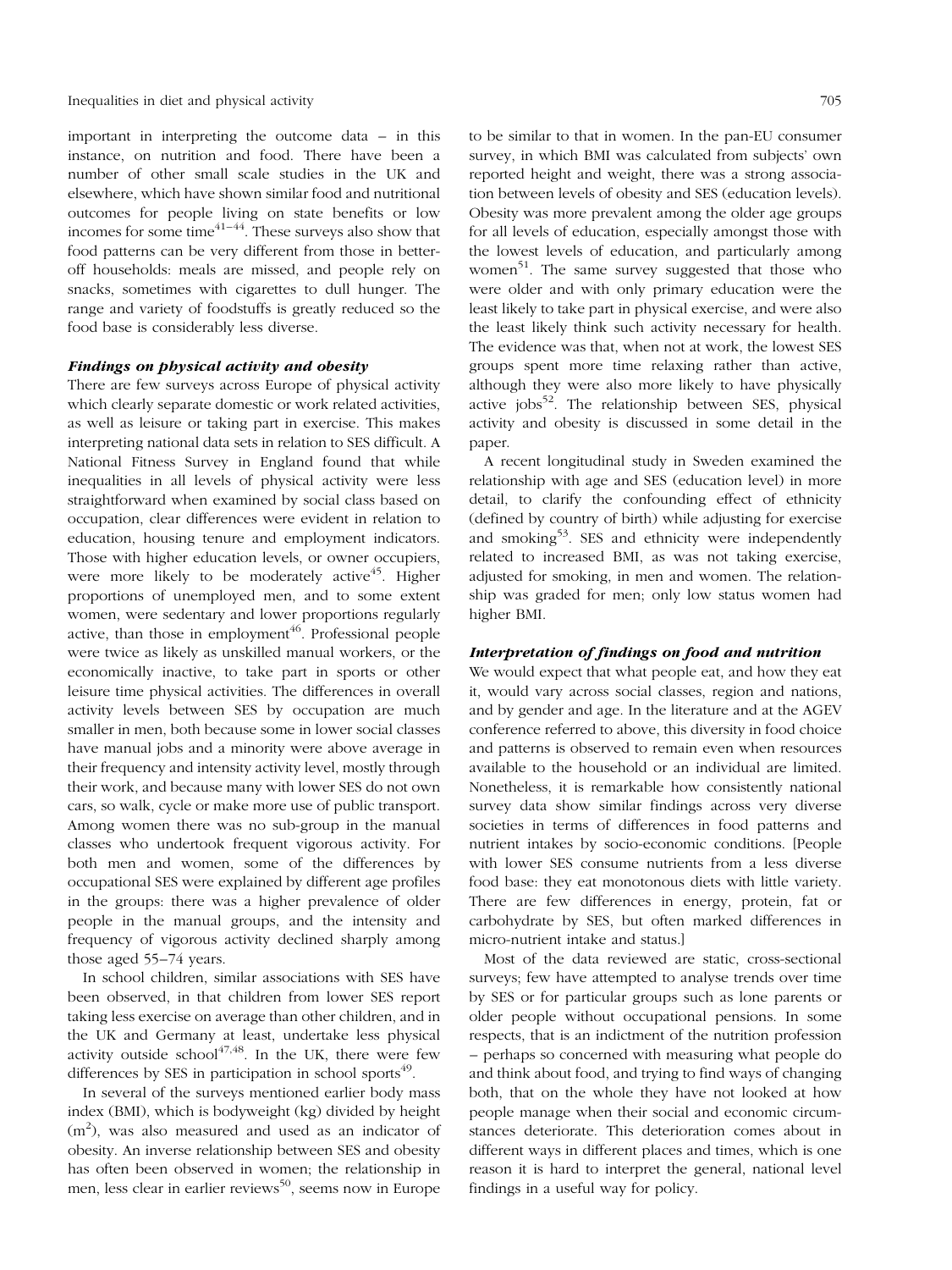important in interpreting the outcome data – in this instance, on nutrition and food. There have been a number of other small scale studies in the UK and elsewhere, which have shown similar food and nutritional outcomes for people living on state benefits or low incomes for some time[41–44]. These surveys also show that food patterns can be very different from those in better-off households: meals are missed, and people rely on snacks, sometimes with cigarettes to dull hunger. The range and variety of foodstuffs is greatly reduced so the food base is considerably less diverse.

### *Findings on physical activity and obesity*

There are few surveys across Europe of physical activity which clearly separate domestic or work related activities, as well as leisure or taking part in exercise. This makes interpreting national data sets in relation to SES difficult. A National Fitness Survey in England found that while inequalities in all levels of physical activity were less straightforward when examined by social class based on occupation, clear differences were evident in relation to education, housing tenure and employment indicators. Those with higher education levels, or owner occupiers, were more likely to be moderately active[45]. Higher proportions of unemployed men, and to some extent women, were sedentary and lower proportions regularly active, than those in employment[46]. Professional people were twice as likely as unskilled manual workers, or the economically inactive, to take part in sports or other leisure time physical activities. The differences in overall activity levels between SES by occupation are much smaller in men, both because some in lower social classes have manual jobs and a minority were above average in their frequency and intensity activity level, mostly through their work, and because many with lower SES do not own cars, so walk, cycle or make more use of public transport. Among women there was no sub-group in the manual classes who undertook frequent vigorous activity. For both men and women, some of the differences by occupational SES were explained by different age profiles in the groups: there was a higher prevalence of older people in the manual groups, and the intensity and frequency of vigorous activity declined sharply among those aged 55–74 years.

In school children, similar associations with SES have been observed, in that children from lower SES report taking less exercise on average than other children, and in the UK and Germany at least, undertake less physical activity outside school[47,48]. In the UK, there were few differences by SES in participation in school sports[49].

In several of the surveys mentioned earlier body mass index (BMI), which is bodyweight (kg) divided by height ($m^2$), was also measured and used as an indicator of obesity. An inverse relationship between SES and obesity has often been observed in women; the relationship in men, less clear in earlier reviews[50], seems now in Europe to be similar to that in women. In the pan-EU consumer survey, in which BMI was calculated from subjects' own reported height and weight, there was a strong association between levels of obesity and SES (education levels). Obesity was more prevalent among the older age groups for all levels of education, especially amongst those with the lowest levels of education, and particularly among women[51]. The same survey suggested that those who were older and with only primary education were the least likely to take part in physical exercise, and were also the least likely think such activity necessary for health. The evidence was that, when not at work, the lowest SES groups spent more time relaxing rather than active, although they were also more likely to have physically active jobs[52]. The relationship between SES, physical activity and obesity is discussed in some detail in the paper.

A recent longitudinal study in Sweden examined the relationship with age and SES (education level) in more detail, to clarify the confounding effect of ethnicity (defined by country of birth) while adjusting for exercise and smoking[53]. SES and ethnicity were independently related to increased BMI, as was not taking exercise, adjusted for smoking, in men and women. The relationship was graded for men; only low status women had higher BMI.

### *Interpretation of findings on food and nutrition*

We would expect that what people eat, and how they eat it, would vary across social classes, region and nations, and by gender and age. In the literature and at the AGEV conference referred to above, this diversity in food choice and patterns is observed to remain even when resources available to the household or an individual are limited. Nonetheless, it is remarkable how consistently national survey data show similar findings across very diverse societies in terms of differences in food patterns and nutrient intakes by socio-economic conditions. [People with lower SES consume nutrients from a less diverse food base: they eat monotonous diets with little variety. There are few differences in energy, protein, fat or carbohydrate by SES, but often marked differences in micro-nutrient intake and status.]

Most of the data reviewed are static, cross-sectional surveys; few have attempted to analyse trends over time by SES or for particular groups such as lone parents or older people without occupational pensions. In some respects, that is an indictment of the nutrition profession – perhaps so concerned with measuring what people do and think about food, and trying to find ways of changing both, that on the whole they have not looked at how people manage when their social and economic circumstances deteriorate. This deterioration comes about in different ways in different places and times, which is one reason it is hard to interpret the general, national level findings in a useful way for policy.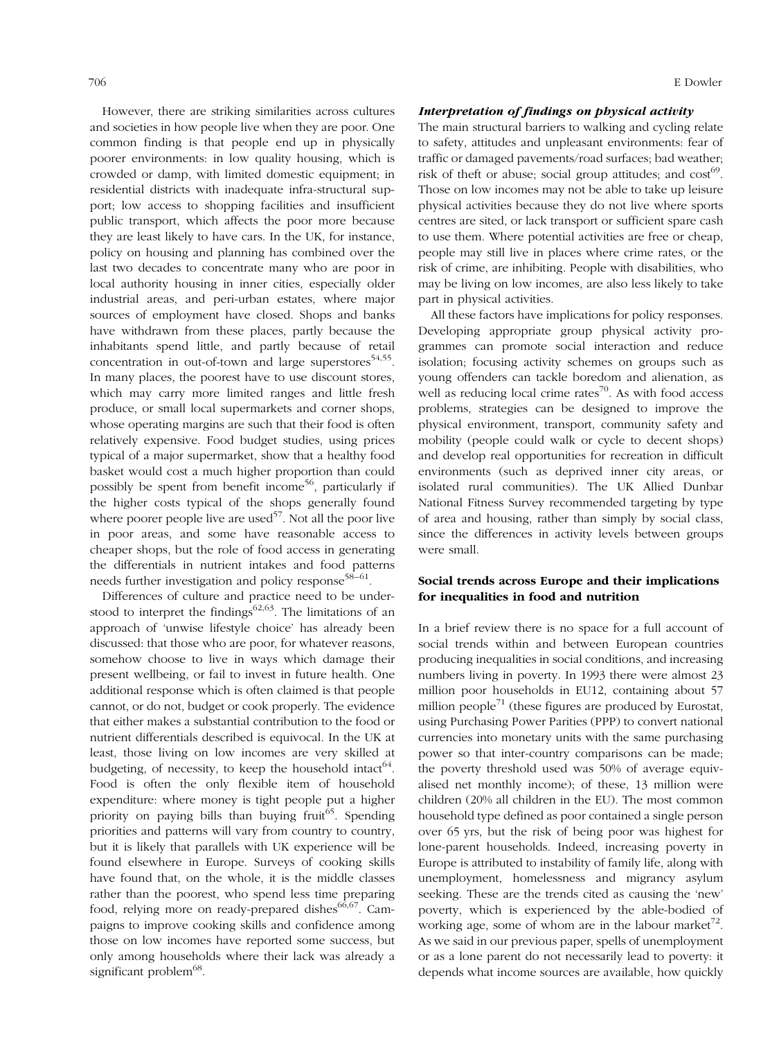However, there are striking similarities across cultures and societies in how people live when they are poor. One common finding is that people end up in physically poorer environments: in low quality housing, which is crowded or damp, with limited domestic equipment; in residential districts with inadequate infra-structural support; low access to shopping facilities and insufficient public transport, which affects the poor more because they are least likely to have cars. In the UK, for instance, policy on housing and planning has combined over the last two decades to concentrate many who are poor in local authority housing in inner cities, especially older industrial areas, and peri-urban estates, where major sources of employment have closed. Shops and banks have withdrawn from these places, partly because the inhabitants spend little, and partly because of retail concentration in out-of-town and large superstores[54,55]. In many places, the poorest have to use discount stores, which may carry more limited ranges and little fresh produce, or small local supermarkets and corner shops, whose operating margins are such that their food is often relatively expensive. Food budget studies, using prices typical of a major supermarket, show that a healthy food basket would cost a much higher proportion than could possibly be spent from benefit income[56], particularly if the higher costs typical of the shops generally found where poorer people live are used[57]. Not all the poor live in poor areas, and some have reasonable access to cheaper shops, but the role of food access in generating the differentials in nutrient intakes and food patterns needs further investigation and policy response[58–61].

Differences of culture and practice need to be understood to interpret the findings[62,63]. The limitations of an approach of 'unwise lifestyle choice' has already been discussed: that those who are poor, for whatever reasons, somehow choose to live in ways which damage their present wellbeing, or fail to invest in future health. One additional response which is often claimed is that people cannot, or do not, budget or cook properly. The evidence that either makes a substantial contribution to the food or nutrient differentials described is equivocal. In the UK at least, those living on low incomes are very skilled at budgeting, of necessity, to keep the household intact[64]. Food is often the only flexible item of household expenditure: where money is tight people put a higher priority on paying bills than buying fruit[65]. Spending priorities and patterns will vary from country to country, but it is likely that parallels with UK experience will be found elsewhere in Europe. Surveys of cooking skills have found that, on the whole, it is the middle classes rather than the poorest, who spend less time preparing food, relying more on ready-prepared dishes[66,67]. Campaigns to improve cooking skills and confidence among those on low incomes have reported some success, but only among households where their lack was already a significant problem[68].

### *Interpretation of findings on physical activity*

The main structural barriers to walking and cycling relate to safety, attitudes and unpleasant environments: fear of traffic or damaged pavements/road surfaces; bad weather; risk of theft or abuse; social group attitudes; and cost[69]. Those on low incomes may not be able to take up leisure physical activities because they do not live where sports centres are sited, or lack transport or sufficient spare cash to use them. Where potential activities are free or cheap, people may still live in places where crime rates, or the risk of crime, are inhibiting. People with disabilities, who may be living on low incomes, are also less likely to take part in physical activities.

All these factors have implications for policy responses. Developing appropriate group physical activity programmes can promote social interaction and reduce isolation; focusing activity schemes on groups such as young offenders can tackle boredom and alienation, as well as reducing local crime rates[70]. As with food access problems, strategies can be designed to improve the physical environment, transport, community safety and mobility (people could walk or cycle to decent shops) and develop real opportunities for recreation in difficult environments (such as deprived inner city areas, or isolated rural communities). The UK Allied Dunbar National Fitness Survey recommended targeting by type of area and housing, rather than simply by social class, since the differences in activity levels between groups were small.

## Social trends across Europe and their implications for inequalities in food and nutrition

In a brief review there is no space for a full account of social trends within and between European countries producing inequalities in social conditions, and increasing numbers living in poverty. In 1993 there were almost 23 million poor households in EU12, containing about 57 million people[71] (these figures are produced by Eurostat, using Purchasing Power Parities (PPP) to convert national currencies into monetary units with the same purchasing power so that inter-country comparisons can be made; the poverty threshold used was 50% of average equivalised net monthly income); of these, 13 million were children (20% all children in the EU). The most common household type defined as poor contained a single person over 65 yrs, but the risk of being poor was highest for lone-parent households. Indeed, increasing poverty in Europe is attributed to instability of family life, along with unemployment, homelessness and migrancy asylum seeking. These are the trends cited as causing the 'new' poverty, which is experienced by the able-bodied of working age, some of whom are in the labour market[72]. As we said in our previous paper, spells of unemployment or as a lone parent do not necessarily lead to poverty: it depends what income sources are available, how quickly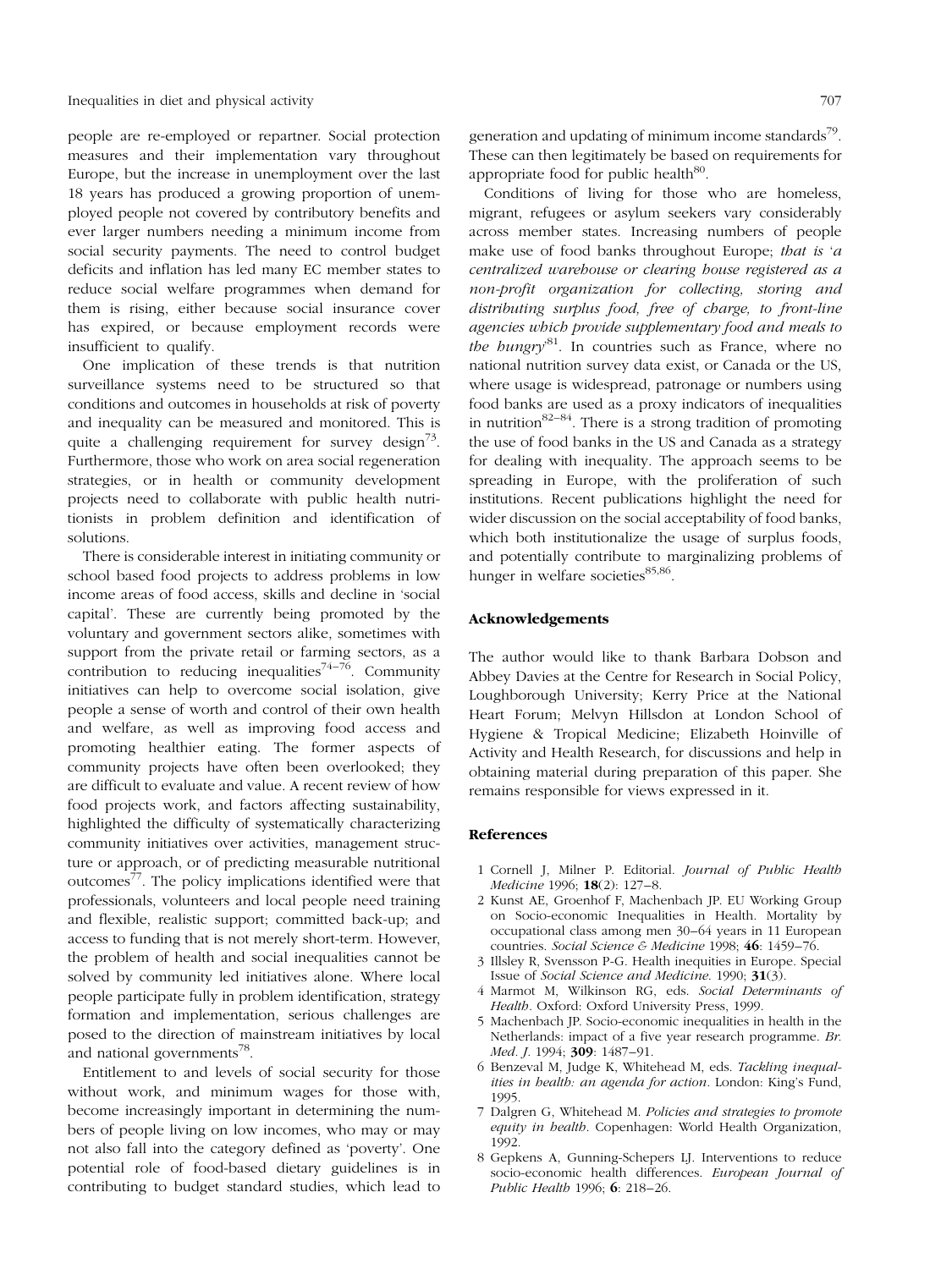people are re-employed or repartner. Social protection measures and their implementation vary throughout Europe, but the increase in unemployment over the last 18 years has produced a growing proportion of unemployed people not covered by contributory benefits and ever larger numbers needing a minimum income from social security payments. The need to control budget deficits and inflation has led many EC member states to reduce social welfare programmes when demand for them is rising, either because social insurance cover has expired, or because employment records were insufficient to qualify.

One implication of these trends is that nutrition surveillance systems need to be structured so that conditions and outcomes in households at risk of poverty and inequality can be measured and monitored. This is quite a challenging requirement for survey design[73]. Furthermore, those who work on area social regeneration strategies, or in health or community development projects need to collaborate with public health nutritionists in problem definition and identification of solutions.

There is considerable interest in initiating community or school based food projects to address problems in low income areas of food access, skills and decline in 'social capital'. These are currently being promoted by the voluntary and government sectors alike, sometimes with support from the private retail or farming sectors, as a contribution to reducing inequalities[74–76]. Community initiatives can help to overcome social isolation, give people a sense of worth and control of their own health and welfare, as well as improving food access and promoting healthier eating. The former aspects of community projects have often been overlooked; they are difficult to evaluate and value. A recent review of how food projects work, and factors affecting sustainability, highlighted the difficulty of systematically characterizing community initiatives over activities, management structure or approach, or of predicting measurable nutritional outcomes[77]. The policy implications identified were that professionals, volunteers and local people need training and flexible, realistic support; committed back-up; and access to funding that is not merely short-term. However, the problem of health and social inequalities cannot be solved by community led initiatives alone. Where local people participate fully in problem identification, strategy formation and implementation, serious challenges are posed to the direction of mainstream initiatives by local and national governments[78].

Entitlement to and levels of social security for those without work, and minimum wages for those with, become increasingly important in determining the numbers of people living on low incomes, who may or may not also fall into the category defined as 'poverty'. One potential role of food-based dietary guidelines is in contributing to budget standard studies, which lead to generation and updating of minimum income standards[79]. These can then legitimately be based on requirements for appropriate food for public health[80].

Conditions of living for those who are homeless, migrant, refugees or asylum seekers vary considerably across member states. Increasing numbers of people make use of food banks throughout Europe; *that is 'a centralized warehouse or clearing house registered as a non-profit organization for collecting, storing and distributing surplus food, free of charge, to front-line agencies which provide supplementary food and meals to the hungry'*[81]. In countries such as France, where no national nutrition survey data exist, or Canada or the US, where usage is widespread, patronage or numbers using food banks are used as a proxy indicators of inequalities in nutrition[82–84]. There is a strong tradition of promoting the use of food banks in the US and Canada as a strategy for dealing with inequality. The approach seems to be spreading in Europe, with the proliferation of such institutions. Recent publications highlight the need for wider discussion on the social acceptability of food banks, which both institutionalize the usage of surplus foods, and potentially contribute to marginalizing problems of hunger in welfare societies[85,86].

## Acknowledgements

The author would like to thank Barbara Dobson and Abbey Davies at the Centre for Research in Social Policy, Loughborough University; Kerry Price at the National Heart Forum; Melvyn Hillsdon at London School of Hygiene & Tropical Medicine; Elizabeth Hoinville of Activity and Health Research, for discussions and help in obtaining material during preparation of this paper. She remains responsible for views expressed in it.

## References

1 Cornell J, Milner P. Editorial. *Journal of Public Health Medicine* 1996; **18**(2): 127–8.

2 Kunst AE, Groenhof F, Machenbach JP. EU Working Group on Socio-economic Inequalities in Health. Mortality by occupational class among men 30–64 years in 11 European countries. *Social Science & Medicine* 1998; **46**: 1459–76.

3 Illsley R, Svensson P-G. Health inequities in Europe. Special Issue of *Social Science and Medicine*. 1990; **31**(3).

4 Marmot M, Wilkinson RG, eds. *Social Determinants of Health*. Oxford: Oxford University Press, 1999.

5 Machenbach JP. Socio-economic inequalities in health in the Netherlands: impact of a five year research programme. *Br. Med. J.* 1994; **309**: 1487–91.

6 Benzeval M, Judge K, Whitehead M, eds. *Tackling inequalities in health: an agenda for action*. London: King's Fund, 1995.

7 Dalgren G, Whitehead M. *Policies and strategies to promote equity in health*. Copenhagen: World Health Organization, 1992.

8 Gepkens A, Gunning-Schepers LJ. Interventions to reduce socio-economic health differences. *European Journal of Public Health* 1996; **6**: 218–26.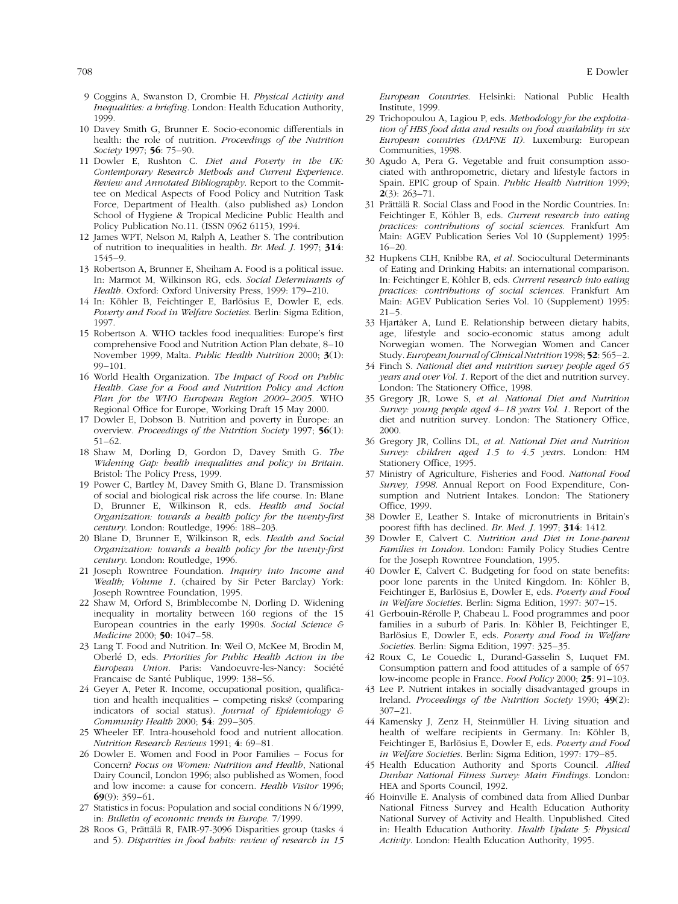9 Coggins A, Swanston D, Crombie H. *Physical Activity and Inequalities: a briefing*. London: Health Education Authority, 1999.

10 Davey Smith G, Brunner E. Socio-economic differentials in health: the role of nutrition. *Proceedings of the Nutrition Society* 1997; **56**: 75–90.

11 Dowler E, Rushton C. *Diet and Poverty in the UK: Contemporary Research Methods and Current Experience. Review and Annotated Bibliography*. Report to the Committee on Medical Aspects of Food Policy and Nutrition Task Force, Department of Health. (also published as) London School of Hygiene & Tropical Medicine Public Health and Policy Publication No.11. (ISSN 0962 6115), 1994.

12 James WPT, Nelson M, Ralph A, Leather S. The contribution of nutrition to inequalities in health. *Br. Med. J.* 1997; **314**: 1545–9.

13 Robertson A, Brunner E, Sheiham A. Food is a political issue. In: Marmot M, Wilkinson RG, eds. *Social Determinants of Health*. Oxford: Oxford University Press, 1999: 179–210.

14 In: Köhler B, Feichtinger E, Barlösius E, Dowler E, eds. *Poverty and Food in Welfare Societies*. Berlin: Sigma Edition, 1997.

15 Robertson A. WHO tackles food inequalities: Europe's first comprehensive Food and Nutrition Action Plan debate, 8–10 November 1999, Malta. *Public Health Nutrition* 2000; **3**(1): 99–101.

16 World Health Organization. *The Impact of Food on Public Health. Case for a Food and Nutrition Policy and Action Plan for the WHO European Region 2000–2005*. WHO Regional Office for Europe, Working Draft 15 May 2000.

17 Dowler E, Dobson B. Nutrition and poverty in Europe: an overview. *Proceedings of the Nutrition Society* 1997; **56**(1): 51–62.

18 Shaw M, Dorling D, Gordon D, Davey Smith G. *The Widening Gap: health inequalities and policy in Britain*. Bristol: The Policy Press, 1999.

19 Power C, Bartley M, Davey Smith G, Blane D. Transmission of social and biological risk across the life course. In: Blane D, Brunner E, Wilkinson R, eds. *Health and Social Organization: towards a health policy for the twenty-first century*. London: Routledge, 1996: 188–203.

20 Blane D, Brunner E, Wilkinson R, eds. *Health and Social Organization: towards a health policy for the twenty-first century*. London: Routledge, 1996.

21 Joseph Rowntree Foundation. *Inquiry into Income and Wealth; Volume 1*. (chaired by Sir Peter Barclay) York: Joseph Rowntree Foundation, 1995.

22 Shaw M, Orford S, Brimblecombe N, Dorling D. Widening inequality in mortality between 160 regions of the 15 European countries in the early 1990s. *Social Science & Medicine* 2000; **50**: 1047–58.

23 Lang T. Food and Nutrition. In: Weil O, McKee M, Brodin M, Oberlé D, eds. *Priorities for Public Health Action in the European Union*. Paris: Vandoeuvre-les-Nancy: Société Francaise de Santé Publique, 1999: 138–56.

24 Geyer A, Peter R. Income, occupational position, qualification and health inequalities – competing risks? (comparing indicators of social status). *Journal of Epidemiology & Community Health* 2000; **54**: 299–305.

25 Wheeler EF. Intra-household food and nutrient allocation. *Nutrition Research Reviews* 1991; **4**: 69–81.

26 Dowler E. Women and Food in Poor Families – Focus for Concern? *Focus on Women: Nutrition and Health*, National Dairy Council, London 1996; also published as Women, food and low income: a cause for concern. *Health Visitor* 1996; **69**(9): 359–61.

27 Statistics in focus: Population and social conditions N 6/1999, in: *Bulletin of economic trends in Europe*. 7/1999.

28 Roos G, Prättälä R, FAIR-97-3096 Disparities group (tasks 4 and 5). *Disparities in food habits: review of research in 15 European Countries*. Helsinki: National Public Health Institute, 1999.

29 Trichopoulou A, Lagiou P, eds. *Methodology for the exploitation of HBS food data and results on food availability in six European countries (DAFNE II)*. Luxemburg: European Communities, 1998.

30 Agudo A, Pera G. Vegetable and fruit consumption associated with anthropometric, dietary and lifestyle factors in Spain. EPIC group of Spain. *Public Health Nutrition* 1999; **2**(3): 263–71.

31 Prättälä R. Social Class and Food in the Nordic Countries. In: Feichtinger E, Köhler B, eds. *Current research into eating practices: contributions of social sciences*. Frankfurt Am Main: AGEV Publication Series Vol 10 (Supplement) 1995: 16–20.

32 Hupkens CLH, Knibbe RA, *et al*. Sociocultural Determinants of Eating and Drinking Habits: an international comparison. In: Feichtinger E, Köhler B, eds. *Current research into eating practices: contributions of social sciences*. Frankfurt Am Main: AGEV Publication Series Vol. 10 (Supplement) 1995: 21–5.

33 Hjartåker A, Lund E. Relationship between dietary habits, age, lifestyle and socio-economic status among adult Norwegian women. The Norwegian Women and Cancer Study. *European Journal of Clinical Nutrition* 1998; **52**: 565–2.

34 Finch S. *National diet and nutrition survey people aged 65 years and over Vol. 1*. Report of the diet and nutrition survey. London: The Stationery Office, 1998.

35 Gregory JR, Lowe S, *et al*. *National Diet and Nutrition Survey: young people aged 4–18 years Vol. 1*. Report of the diet and nutrition survey. London: The Stationery Office, 2000.

36 Gregory JR, Collins DL, *et al*. *National Diet and Nutrition Survey: children aged 1.5 to 4.5 years*. London: HM Stationery Office, 1995.

37 Ministry of Agriculture, Fisheries and Food. *National Food Survey, 1998*. Annual Report on Food Expenditure, Consumption and Nutrient Intakes. London: The Stationery Office, 1999.

38 Dowler E, Leather S. Intake of micronutrients in Britain's poorest fifth has declined. *Br. Med. J.* 1997; **314**: 1412.

39 Dowler E, Calvert C. *Nutrition and Diet in Lone-parent Families in London*. London: Family Policy Studies Centre for the Joseph Rowntree Foundation, 1995.

40 Dowler E, Calvert C. Budgeting for food on state benefits: poor lone parents in the United Kingdom. In: Köhler B, Feichtinger E, Barlösius E, Dowler E, eds. *Poverty and Food in Welfare Societies*. Berlin: Sigma Edition, 1997: 307–15.

41 Gerbouin-Rérolle P, Chabeau L. Food programmes and poor families in a suburb of Paris. In: Köhler B, Feichtinger E, Barlösius E, Dowler E, eds. *Poverty and Food in Welfare Societies*. Berlin: Sigma Edition, 1997: 325–35.

42 Roux C, Le Couedic L, Durand-Gasselin S, Luquet FM. Consumption pattern and food attitudes of a sample of 657 low-income people in France. *Food Policy* 2000; **25**: 91–103.

43 Lee P. Nutrient intakes in socially disadvantaged groups in Ireland. *Proceedings of the Nutrition Society* 1990; **49**(2): 307–21.

44 Kamensky J, Zenz H, Steinmüller H. Living situation and health of welfare recipients in Germany. In: Köhler B, Feichtinger E, Barlösius E, Dowler E, eds. *Poverty and Food in Welfare Societies*. Berlin: Sigma Edition, 1997: 179–85.

45 Health Education Authority and Sports Council. *Allied Dunbar National Fitness Survey: Main Findings*. London: HEA and Sports Council, 1992.

46 Hoinville E. Analysis of combined data from Allied Dunbar National Fitness Survey and Health Education Authority National Survey of Activity and Health. Unpublished. Cited in: Health Education Authority. *Health Update 5: Physical Activity*. London: Health Education Authority, 1995.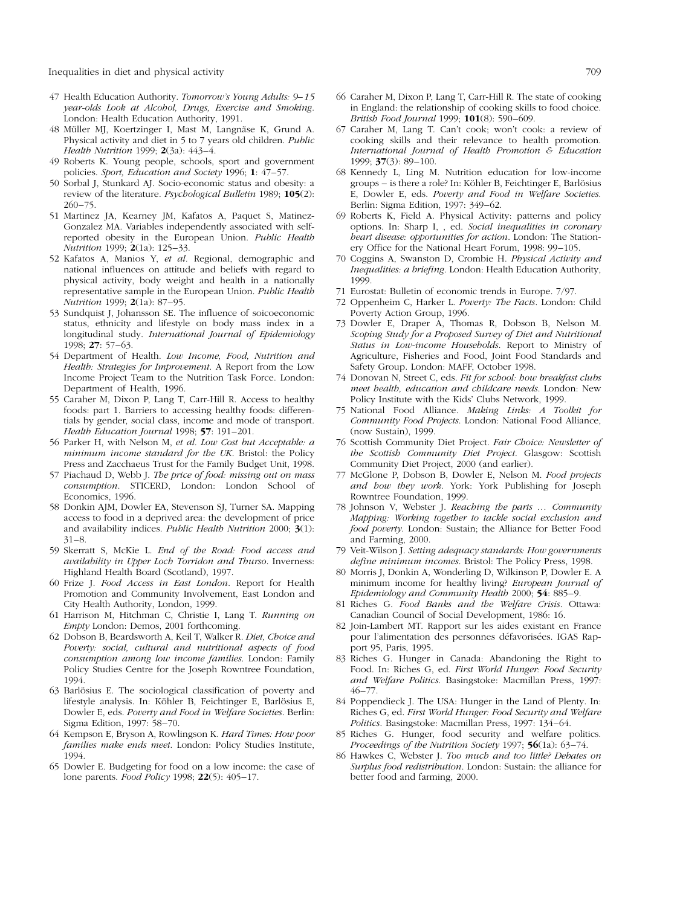47 Health Education Authority. *Tomorrow's Young Adults: 9–15 year-olds Look at Alcohol, Drugs, Exercise and Smoking*. London: Health Education Authority, 1991.

48 Müller MJ, Koertzinger I, Mast M, Langnäse K, Grund A. Physical activity and diet in 5 to 7 years old children. *Public Health Nutrition* 1999; **2**(3a): 443–4.

49 Roberts K. Young people, schools, sport and government policies. *Sport, Education and Society* 1996; **1**: 47–57.

50 Sorbal J, Stunkard AJ. Socio-economic status and obesity: a review of the literature. *Psychological Bulletin* 1989; **105**(2): 260–75.

51 Martinez JA, Kearney JM, Kafatos A, Paquet S, Matinez-Gonzalez MA. Variables independently associated with self-reported obesity in the European Union. *Public Health Nutrition* 1999; **2**(1a): 125–33.

52 Kafatos A, Manios Y, *et al.* Regional, demographic and national influences on attitude and beliefs with regard to physical activity, body weight and health in a nationally representative sample in the European Union. *Public Health Nutrition* 1999; **2**(1a): 87–95.

53 Sundquist J, Johansson SE. The influence of soicoeconomic status, ethnicity and lifestyle on body mass index in a longitudinal study. *International Journal of Epidemiology* 1998; **27**: 57–63.

54 Department of Health. *Low Income, Food, Nutrition and Health: Strategies for Improvement*. A Report from the Low Income Project Team to the Nutrition Task Force. London: Department of Health, 1996.

55 Caraher M, Dixon P, Lang T, Carr-Hill R. Access to healthy foods: part 1. Barriers to accessing healthy foods: differentials by gender, social class, income and mode of transport. *Health Education Journal* 1998; **57**: 191–201.

56 Parker H, with Nelson M, *et al. Low Cost but Acceptable: a minimum income standard for the UK*. Bristol: the Policy Press and Zacchaeus Trust for the Family Budget Unit, 1998.

57 Piachaud D, Webb J. *The price of food: missing out on mass consumption*. STICERD, London: London School of Economics, 1996.

58 Donkin AJM, Dowler EA, Stevenson SJ, Turner SA. Mapping access to food in a deprived area: the development of price and availability indices. *Public Health Nutrition* 2000; **3**(1): 31–8.

59 Skerratt S, McKie L. *End of the Road: Food access and availability in Upper Loch Torridon and Thurso*. Inverness: Highland Health Board (Scotland), 1997.

60 Frize J. *Food Access in East London*. Report for Health Promotion and Community Involvement, East London and City Health Authority, London, 1999.

61 Harrison M, Hitchman C, Christie I, Lang T. *Running on Empty* London: Demos, 2001 forthcoming.

62 Dobson B, Beardsworth A, Keil T, Walker R. *Diet, Choice and Poverty: social, cultural and nutritional aspects of food consumption among low income families*. London: Family Policy Studies Centre for the Joseph Rowntree Foundation, 1994.

63 Barlösius E. The sociological classification of poverty and lifestyle analysis. In: Köhler B, Feichtinger E, Barlösius E, Dowler E, eds. *Poverty and Food in Welfare Societies*. Berlin: Sigma Edition, 1997: 58–70.

64 Kempson E, Bryson A, Rowlingson K. *Hard Times: How poor families make ends meet*. London: Policy Studies Institute, 1994.

65 Dowler E. Budgeting for food on a low income: the case of lone parents. *Food Policy* 1998; **22**(5): 405–17.

66 Caraher M, Dixon P, Lang T, Carr-Hill R. The state of cooking in England: the relationship of cooking skills to food choice. *British Food Journal* 1999; **101**(8): 590–609.

67 Caraher M, Lang T. Can't cook; won't cook: a review of cooking skills and their relevance to health promotion. *International Journal of Health Promotion & Education* 1999; **37**(3): 89–100.

68 Kennedy L, Ling M. Nutrition education for low-income groups – is there a role? In: Köhler B, Feichtinger E, Barlösius E, Dowler E, eds. *Poverty and Food in Welfare Societies*. Berlin: Sigma Edition, 1997: 349–62.

69 Roberts K, Field A. Physical Activity: patterns and policy options. In: Sharp I, , ed. *Social inequalities in coronary heart disease: opportunities for action*. London: The Stationery Office for the National Heart Forum, 1998: 99–105.

70 Coggins A, Swanston D, Crombie H. *Physical Activity and Inequalities: a briefing*. London: Health Education Authority, 1999.

71 Eurostat: Bulletin of economic trends in Europe. 7/97.

72 Oppenheim C, Harker L. *Poverty: The Facts*. London: Child Poverty Action Group, 1996.

73 Dowler E, Draper A, Thomas R, Dobson B, Nelson M. *Scoping Study for a Proposed Survey of Diet and Nutritional Status in Low-income Households*. Report to Ministry of Agriculture, Fisheries and Food, Joint Food Standards and Safety Group. London: MAFF, October 1998.

74 Donovan N, Street C, eds. *Fit for school: how breakfast clubs meet health, education and childcare needs*. London: New Policy Institute with the Kids' Clubs Network, 1999.

75 National Food Alliance. *Making Links: A Toolkit for Community Food Projects*. London: National Food Alliance, (now Sustain), 1999.

76 Scottish Community Diet Project. *Fair Choice: Newsletter of the Scottish Community Diet Project*. Glasgow: Scottish Community Diet Project, 2000 (and earlier).

77 McGlone P, Dobson B, Dowler E, Nelson M. *Food projects and how they work*. York: York Publishing for Joseph Rowntree Foundation, 1999.

78 Johnson V, Webster J. *Reaching the parts … Community Mapping: Working together to tackle social exclusion and food poverty*. London: Sustain; the Alliance for Better Food and Farming, 2000.

79 Veit-Wilson J. *Setting adequacy standards: How governments define minimum incomes*. Bristol: The Policy Press, 1998.

80 Morris J, Donkin A, Wonderling D, Wilkinson P, Dowler E. A minimum income for healthy living? *European Journal of Epidemiology and Community Health* 2000; **54**: 885–9.

81 Riches G. *Food Banks and the Welfare Crisis*. Ottawa: Canadian Council of Social Development, 1986: 16.

82 Join-Lambert MT. Rapport sur les aides existant en France pour l'alimentation des personnes défavorisées. IGAS Rapport 95, Paris, 1995.

83 Riches G. Hunger in Canada: Abandoning the Right to Food. In: Riches G, ed. *First World Hunger: Food Security and Welfare Politics*. Basingstoke: Macmillan Press, 1997: 46–77.

84 Poppendieck J. The USA: Hunger in the Land of Plenty. In: Riches G, ed. *First World Hunger: Food Security and Welfare Politics*. Basingstoke: Macmillan Press, 1997: 134–64.

85 Riches G. Hunger, food security and welfare politics. *Proceedings of the Nutrition Society* 1997; **56**(1a): 63–74.

86 Hawkes C, Webster J. *Too much and too little? Debates on Surplus food redistribution*. London: Sustain: the alliance for better food and farming, 2000.